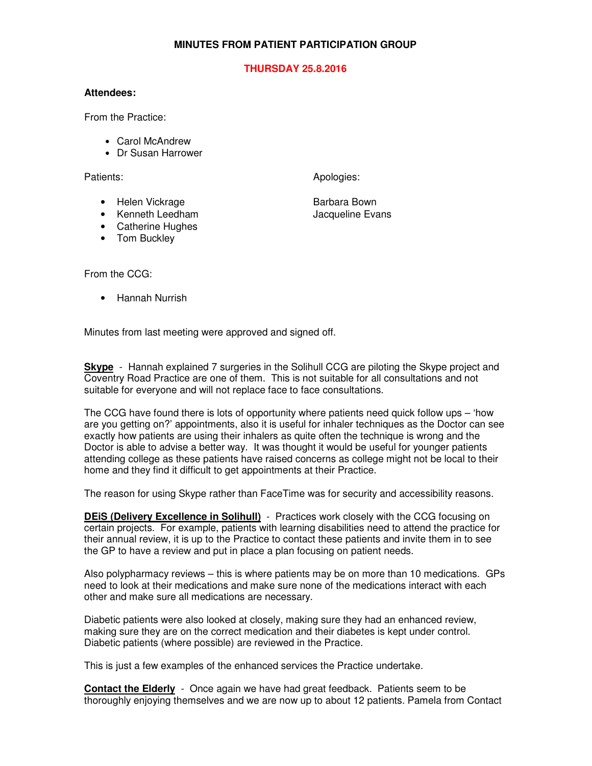# MINUTES FROM PATIENT PARTICIPATION GROUP

## THURSDAY 25.8.2016

**Attendees:**

From the Practice:

- Carol McAndrew
- Dr Susan Harrower

Patients:

- Helen Vickrage
- Kenneth Leedham
- Catherine Hughes
- Tom Buckley

Apologies:

Barbara Bown
Jacqueline Evans

From the CCG:

- Hannah Nurrish

Minutes from last meeting were approved and signed off.

**Skype** - Hannah explained 7 surgeries in the Solihull CCG are piloting the Skype project and Coventry Road Practice are one of them. This is not suitable for all consultations and not suitable for everyone and will not replace face to face consultations.

The CCG have found there is lots of opportunity where patients need quick follow ups – 'how are you getting on?' appointments, also it is useful for inhaler techniques as the Doctor can see exactly how patients are using their inhalers as quite often the technique is wrong and the Doctor is able to advise a better way. It was thought it would be useful for younger patients attending college as these patients have raised concerns as college might not be local to their home and they find it difficult to get appointments at their Practice.

The reason for using Skype rather than FaceTime was for security and accessibility reasons.

**DEiS (Delivery Excellence in Solihull)** - Practices work closely with the CCG focusing on certain projects. For example, patients with learning disabilities need to attend the practice for their annual review, it is up to the Practice to contact these patients and invite them in to see the GP to have a review and put in place a plan focusing on patient needs.

Also polypharmacy reviews – this is where patients may be on more than 10 medications. GPs need to look at their medications and make sure none of the medications interact with each other and make sure all medications are necessary.

Diabetic patients were also looked at closely, making sure they had an enhanced review, making sure they are on the correct medication and their diabetes is kept under control. Diabetic patients (where possible) are reviewed in the Practice.

This is just a few examples of the enhanced services the Practice undertake.

**Contact the Elderly** - Once again we have had great feedback. Patients seem to be thoroughly enjoying themselves and we are now up to about 12 patients. Pamela from Contact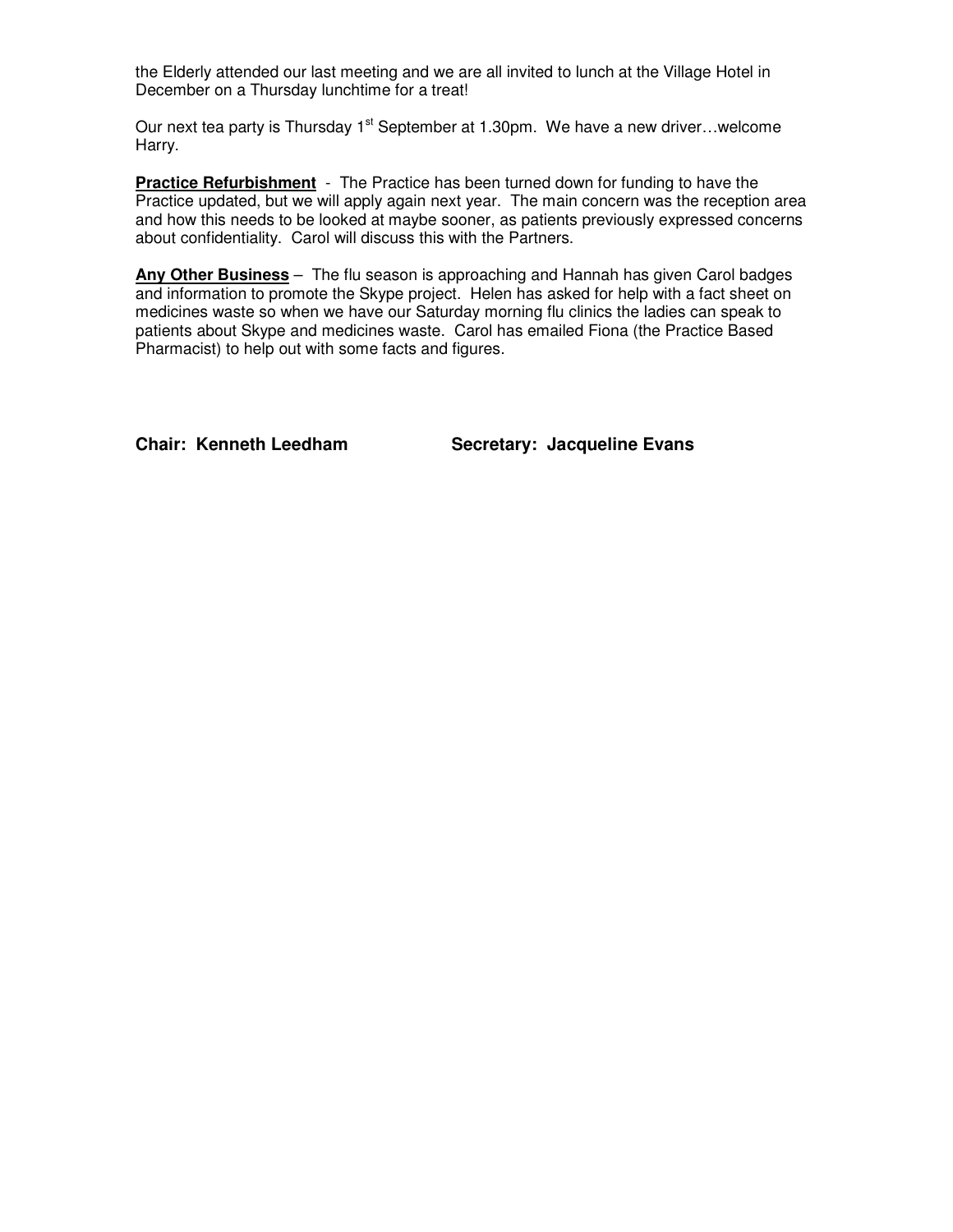the Elderly attended our last meeting and we are all invited to lunch at the Village Hotel in December on a Thursday lunchtime for a treat!

Our next tea party is Thursday 1st September at 1.30pm. We have a new driver…welcome Harry.

**Practice Refurbishment** - The Practice has been turned down for funding to have the Practice updated, but we will apply again next year. The main concern was the reception area and how this needs to be looked at maybe sooner, as patients previously expressed concerns about confidentiality. Carol will discuss this with the Partners.

**Any Other Business** – The flu season is approaching and Hannah has given Carol badges and information to promote the Skype project. Helen has asked for help with a fact sheet on medicines waste so when we have our Saturday morning flu clinics the ladies can speak to patients about Skype and medicines waste. Carol has emailed Fiona (the Practice Based Pharmacist) to help out with some facts and figures.

**Chair: Kenneth Leedham** **Secretary: Jacqueline Evans**